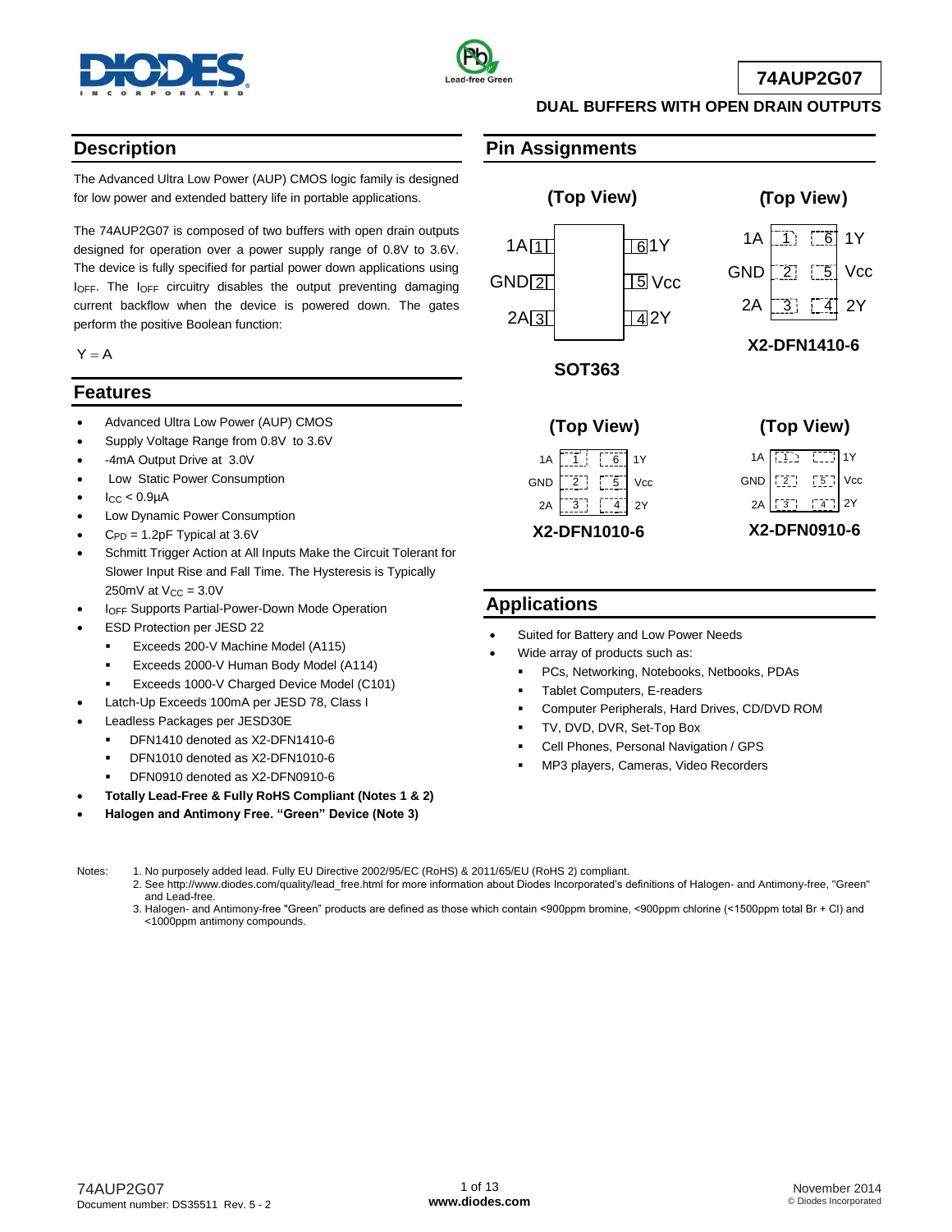# 74AUP2G07

## DUAL BUFFERS WITH OPEN DRAIN OUTPUTS

## Description

The Advanced Ultra Low Power (AUP) CMOS logic family is designed for low power and extended battery life in portable applications.

The 74AUP2G07 is composed of two buffers with open drain outputs designed for operation over a power supply range of 0.8V to 3.6V. The device is fully specified for partial power down applications using $I_{OFF}$. The $I_{OFF}$ circuitry disables the output preventing damaging current backflow when the device is powered down. The gates perform the positive Boolean function:

$Y = A$

## Features

- Advanced Ultra Low Power (AUP) CMOS
- Supply Voltage Range from 0.8V to 3.6V
- -4mA Output Drive at 3.0V
- Low Static Power Consumption
- $I_{CC}$ < 0.9μA
- Low Dynamic Power Consumption
- $C_{PD}$ = 1.2pF Typical at 3.6V
- Schmitt Trigger Action at All Inputs Make the Circuit Tolerant for Slower Input Rise and Fall Time. The Hysteresis is Typically 250mV at $V_{CC}$ = 3.0V
- $I_{OFF}$ Supports Partial-Power-Down Mode Operation
- ESD Protection per JESD 22
  - Exceeds 200-V Machine Model (A115)
  - Exceeds 2000-V Human Body Model (A114)
  - Exceeds 1000-V Charged Device Model (C101)
- Latch-Up Exceeds 100mA per JESD 78, Class I
- Leadless Packages per JESD30E
  - DFN1410 denoted as X2-DFN1410-6
  - DFN1010 denoted as X2-DFN1010-6
  - DFN0910 denoted as X2-DFN0910-6
- **Totally Lead-Free & Fully RoHS Compliant (Notes 1 & 2)**
- **Halogen and Antimony Free. "Green" Device (Note 3)**

## Pin Assignments

(Top View) — SOT363

| Pin | Name | Pin | Name |
|---|---|---|---|
| 1 | 1A | 6 | 1Y |
| 2 | GND | 5 | Vcc |
| 3 | 2A | 4 | 2Y |

(Top View) — X2-DFN1410-6, X2-DFN1010-6, X2-DFN0910-6

| Pin | Name | Pin | Name |
|---|---|---|---|
| 1 | 1A | 6 | 1Y |
| 2 | GND | 5 | Vcc |
| 3 | 2A | 4 | 2Y |

## Applications

- Suited for Battery and Low Power Needs
- Wide array of products such as:
  - PCs, Networking, Notebooks, Netbooks, PDAs
  - Tablet Computers, E-readers
  - Computer Peripherals, Hard Drives, CD/DVD ROM
  - TV, DVD, DVR, Set-Top Box
  - Cell Phones, Personal Navigation / GPS
  - MP3 players, Cameras, Video Recorders

Notes:
1. No purposely added lead. Fully EU Directive 2002/95/EC (RoHS) & 2011/65/EU (RoHS 2) compliant.
2. See http://www.diodes.com/quality/lead_free.html for more information about Diodes Incorporated's definitions of Halogen- and Antimony-free, "Green" and Lead-free.
3. Halogen- and Antimony-free "Green" products are defined as those which contain <900ppm bromine, <900ppm chlorine (<1500ppm total Br + Cl) and <1000ppm antimony compounds.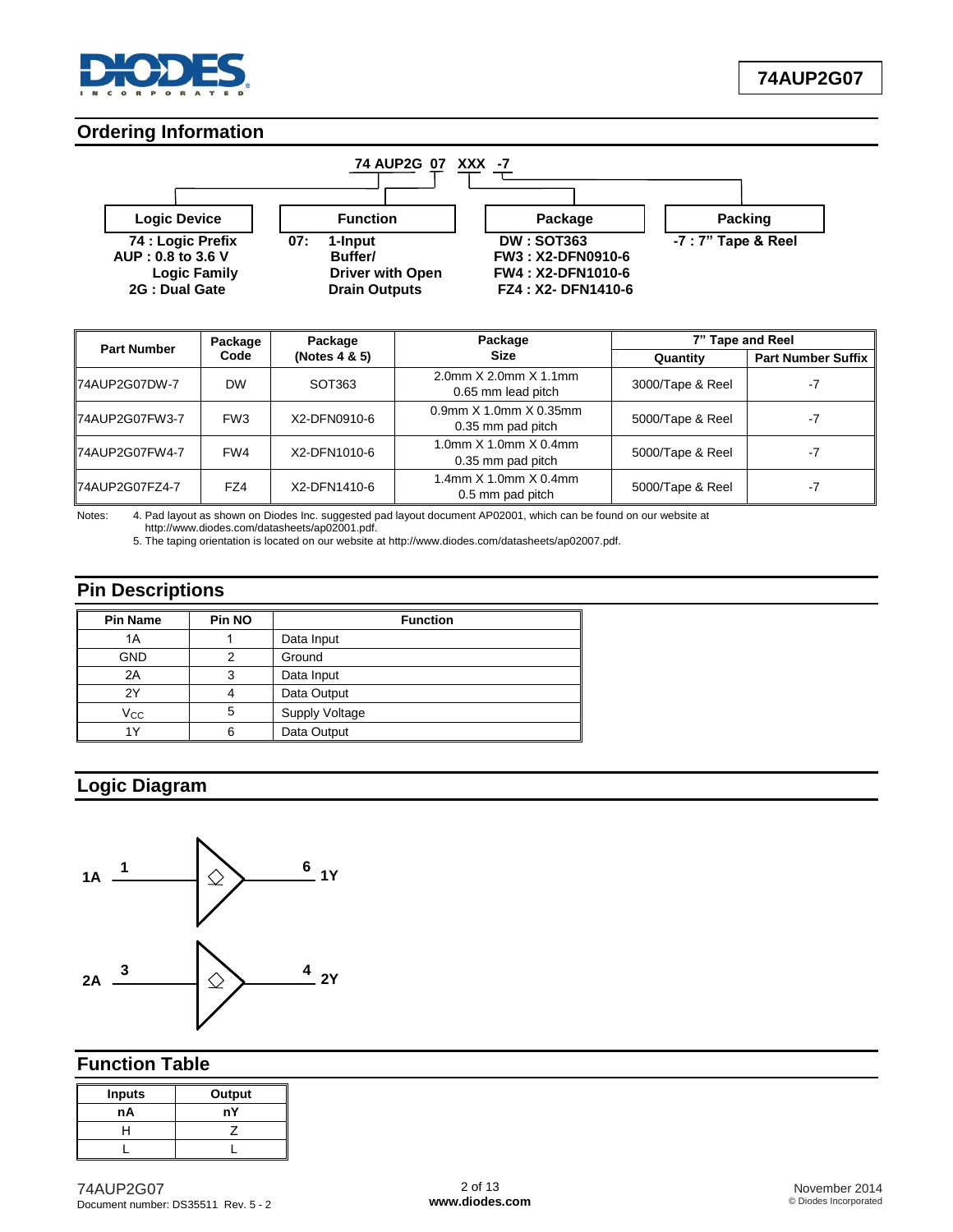## Ordering Information

**74 AUP2G 07 XXX -7**

| Logic Device | Function | Package | Packing |
|---|---|---|---|
| 74 : Logic Prefix<br>AUP : 0.8 to 3.6 V Logic Family<br>2G : Dual Gate | 07: 1-Input Buffer/ Driver with Open Drain Outputs | DW : SOT363<br>FW3 : X2-DFN0910-6<br>FW4 : X2-DFN1010-6<br>FZ4 : X2- DFN1410-6 | -7 : 7" Tape & Reel |

| Part Number | Package Code | Package (Notes 4 & 5) | Package Size | 7" Tape and Reel | |
|---|---|---|---|---|---|
| | | | | Quantity | Part Number Suffix |
| 74AUP2G07DW-7 | DW | SOT363 | 2.0mm X 2.0mm X 1.1mm 0.65 mm lead pitch | 3000/Tape & Reel | -7 |
| 74AUP2G07FW3-7 | FW3 | X2-DFN0910-6 | 0.9mm X 1.0mm X 0.35mm 0.35 mm pad pitch | 5000/Tape & Reel | -7 |
| 74AUP2G07FW4-7 | FW4 | X2-DFN1010-6 | 1.0mm X 1.0mm X 0.4mm 0.35 mm pad pitch | 5000/Tape & Reel | -7 |
| 74AUP2G07FZ4-7 | FZ4 | X2-DFN1410-6 | 1.4mm X 1.0mm X 0.4mm 0.5 mm pad pitch | 5000/Tape & Reel | -7 |

Notes: 4. Pad layout as shown on Diodes Inc. suggested pad layout document AP02001, which can be found on our website at http://www.diodes.com/datasheets/ap02001.pdf.
5. The taping orientation is located on our website at http://www.diodes.com/datasheets/ap02007.pdf.

## Pin Descriptions

| Pin Name | Pin NO | Function |
|---|---|---|
| 1A | 1 | Data Input |
| GND | 2 | Ground |
| 2A | 3 | Data Input |
| 2Y | 4 | Data Output |
| $V_{CC}$ | 5 | Supply Voltage |
| 1Y | 6 | Data Output |

## Logic Diagram

1A 1 — 6 1Y

2A 3 — 4 2Y

## Function Table

| Inputs | Output |
|---|---|
| nA | nY |
| H | Z |
| L | L |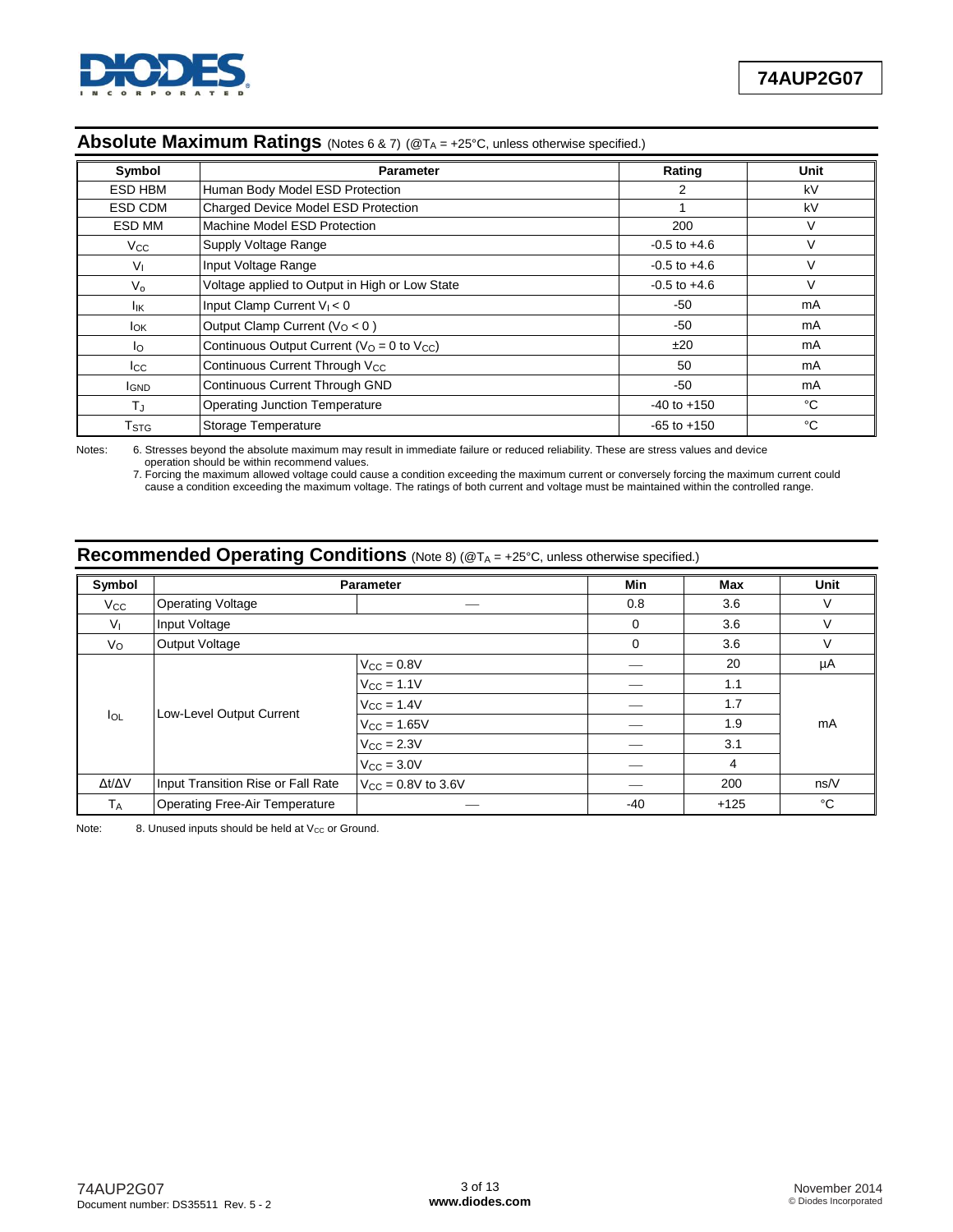## Absolute Maximum Ratings (Notes 6 & 7) (@$T_A$ = +25°C, unless otherwise specified.)

| Symbol | Parameter | Rating | Unit |
|---|---|---|---|
| ESD HBM | Human Body Model ESD Protection | 2 | kV |
| ESD CDM | Charged Device Model ESD Protection | 1 | kV |
| ESD MM | Machine Model ESD Protection | 200 | V |
| $V_{CC}$ | Supply Voltage Range | -0.5 to +4.6 | V |
| $V_I$ | Input Voltage Range | -0.5 to +4.6 | V |
| $V_o$ | Voltage applied to Output in High or Low State | -0.5 to +4.6 | V |
| $I_{IK}$ | Input Clamp Current $V_I < 0$ | -50 | mA |
| $I_{OK}$ | Output Clamp Current ($V_O < 0$ ) | -50 | mA |
| $I_O$ | Continuous Output Current ($V_O$ = 0 to $V_{CC}$) | ±20 | mA |
| $I_{CC}$ | Continuous Current Through $V_{CC}$ | 50 | mA |
| $I_{GND}$ | Continuous Current Through GND | -50 | mA |
| $T_J$ | Operating Junction Temperature | -40 to +150 | °C |
| $T_{STG}$ | Storage Temperature | -65 to +150 | °C |

Notes: 6. Stresses beyond the absolute maximum may result in immediate failure or reduced reliability. These are stress values and device operation should be within recommend values.
7. Forcing the maximum allowed voltage could cause a condition exceeding the maximum current or conversely forcing the maximum current could cause a condition exceeding the maximum voltage. The ratings of both current and voltage must be maintained within the controlled range.

## Recommended Operating Conditions (Note 8) (@$T_A$ = +25°C, unless otherwise specified.)

| Symbol | Parameter | | Min | Max | Unit |
|---|---|---|---|---|---|
| $V_{CC}$ | Operating Voltage | — | 0.8 | 3.6 | V |
| $V_I$ | Input Voltage | | 0 | 3.6 | V |
| $V_O$ | Output Voltage | | 0 | 3.6 | V |
| $I_{OL}$ | Low-Level Output Current | $V_{CC}$ = 0.8V | — | 20 | µA |
| | | $V_{CC}$ = 1.1V | — | 1.1 | mA |
| | | $V_{CC}$ = 1.4V | — | 1.7 | mA |
| | | $V_{CC}$ = 1.65V | — | 1.9 | mA |
| | | $V_{CC}$ = 2.3V | — | 3.1 | mA |
| | | $V_{CC}$ = 3.0V | — | 4 | mA |
| $\Delta t/\Delta V$ | Input Transition Rise or Fall Rate | $V_{CC}$ = 0.8V to 3.6V | — | 200 | ns/V |
| $T_A$ | Operating Free-Air Temperature | — | -40 | +125 | °C |

Note: 8. Unused inputs should be held at $V_{CC}$ or Ground.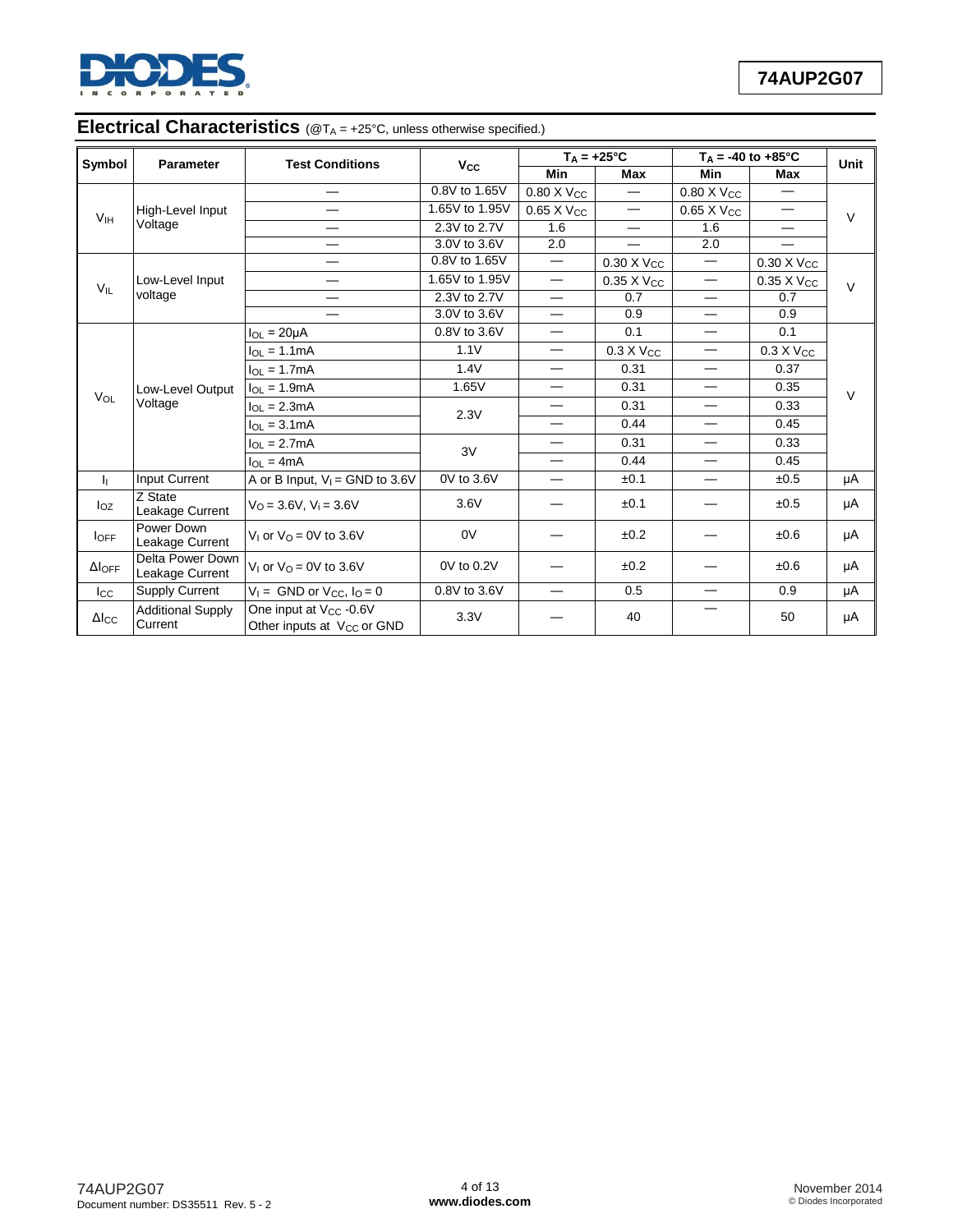## Electrical Characteristics (@$T_A$ = +25°C, unless otherwise specified.)

| Symbol | Parameter | Test Conditions | $V_{CC}$ | $T_A$ = +25°C | | $T_A$ = -40 to +85°C | | Unit |
|---|---|---|---|---|---|---|---|---|
| | | | | Min | Max | Min | Max | |
| $V_{IH}$ | High-Level Input Voltage | — | 0.8V to 1.65V | 0.80 X $V_{CC}$ | — | 0.80 X $V_{CC}$ | — | V |
| | | — | 1.65V to 1.95V | 0.65 X $V_{CC}$ | — | 0.65 X $V_{CC}$ | — | |
| | | — | 2.3V to 2.7V | 1.6 | — | 1.6 | — | |
| | | — | 3.0V to 3.6V | 2.0 | — | 2.0 | — | |
| $V_{IL}$ | Low-Level Input voltage | — | 0.8V to 1.65V | — | 0.30 X $V_{CC}$ | — | 0.30 X $V_{CC}$ | V |
| | | — | 1.65V to 1.95V | — | 0.35 X $V_{CC}$ | — | 0.35 X $V_{CC}$ | |
| | | — | 2.3V to 2.7V | — | 0.7 | — | 0.7 | |
| | | — | 3.0V to 3.6V | — | 0.9 | — | 0.9 | |
| $V_{OL}$ | Low-Level Output Voltage | $I_{OL}$ = 20µA | 0.8V to 3.6V | — | 0.1 | — | 0.1 | V |
| | | $I_{OL}$ = 1.1mA | 1.1V | — | 0.3 X $V_{CC}$ | — | 0.3 X $V_{CC}$ | |
| | | $I_{OL}$ = 1.7mA | 1.4V | — | 0.31 | — | 0.37 | |
| | | $I_{OL}$ = 1.9mA | 1.65V | — | 0.31 | — | 0.35 | |
| | | $I_{OL}$ = 2.3mA | 2.3V | — | 0.31 | — | 0.33 | |
| | | $I_{OL}$ = 3.1mA | | — | 0.44 | — | 0.45 | |
| | | $I_{OL}$ = 2.7mA | 3V | — | 0.31 | — | 0.33 | |
| | | $I_{OL}$ = 4mA | | — | 0.44 | — | 0.45 | |
| $I_I$ | Input Current | A or B Input, $V_I$ = GND to 3.6V | 0V to 3.6V | — | ±0.1 | — | ±0.5 | µA |
| $I_{OZ}$ | Z State Leakage Current | $V_O$ = 3.6V, $V_i$ = 3.6V | 3.6V | — | ±0.1 | — | ±0.5 | µA |
| $I_{OFF}$ | Power Down Leakage Current | $V_I$ or $V_O$ = 0V to 3.6V | 0V | — | ±0.2 | — | ±0.6 | µA |
| $\Delta I_{OFF}$ | Delta Power Down Leakage Current | $V_I$ or $V_O$ = 0V to 3.6V | 0V to 0.2V | — | ±0.2 | — | ±0.6 | µA |
| $I_{CC}$ | Supply Current | $V_I$ = GND or $V_{CC}$, $I_O$ = 0 | 0.8V to 3.6V | — | 0.5 | — | 0.9 | µA |
| $\Delta I_{CC}$ | Additional Supply Current | One input at $V_{CC}$ -0.6V Other inputs at $V_{CC}$ or GND | 3.3V | — | 40 | — | 50 | µA |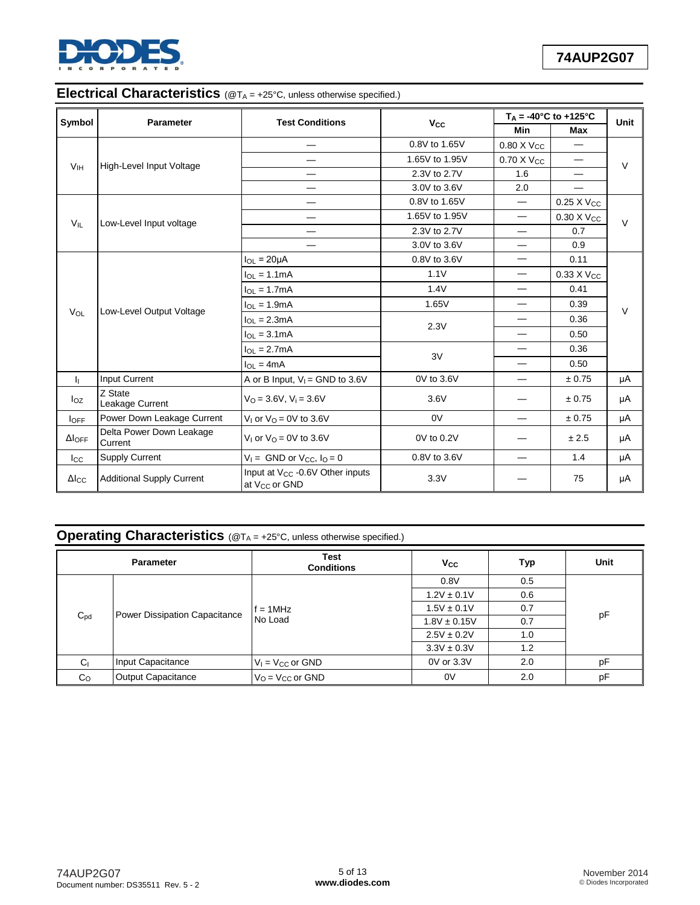## Electrical Characteristics (@$T_A$ = +25°C, unless otherwise specified.)

| Symbol | Parameter | Test Conditions | $V_{CC}$ | $T_A$ = -40°C to +125°C | | Unit |
|---|---|---|---|---|---|---|
| | | | | Min | Max | |
| $V_{IH}$ | High-Level Input Voltage | — | 0.8V to 1.65V | 0.80 X $V_{CC}$ | — | V |
| | | — | 1.65V to 1.95V | 0.70 X $V_{CC}$ | — | |
| | | — | 2.3V to 2.7V | 1.6 | — | |
| | | — | 3.0V to 3.6V | 2.0 | — | |
| $V_{IL}$ | Low-Level Input voltage | — | 0.8V to 1.65V | — | 0.25 X $V_{CC}$ | V |
| | | — | 1.65V to 1.95V | — | 0.30 X $V_{CC}$ | |
| | | — | 2.3V to 2.7V | — | 0.7 | |
| | | — | 3.0V to 3.6V | — | 0.9 | |
| $V_{OL}$ | Low-Level Output Voltage | $I_{OL}$ = 20μA | 0.8V to 3.6V | — | 0.11 | V |
| | | $I_{OL}$ = 1.1mA | 1.1V | — | 0.33 X $V_{CC}$ | |
| | | $I_{OL}$ = 1.7mA | 1.4V | — | 0.41 | |
| | | $I_{OL}$ = 1.9mA | 1.65V | — | 0.39 | |
| | | $I_{OL}$ = 2.3mA | 2.3V | — | 0.36 | |
| | | $I_{OL}$ = 3.1mA | | — | 0.50 | |
| | | $I_{OL}$ = 2.7mA | 3V | — | 0.36 | |
| | | $I_{OL}$ = 4mA | | — | 0.50 | |
| $I_I$ | Input Current | A or B Input, $V_I$ = GND to 3.6V | 0V to 3.6V | — | ± 0.75 | μA |
| $I_{OZ}$ | Z State Leakage Current | $V_O$ = 3.6V, $V_i$ = 3.6V | 3.6V | — | ± 0.75 | μA |
| $I_{OFF}$ | Power Down Leakage Current | $V_I$ or $V_O$ = 0V to 3.6V | 0V | — | ± 0.75 | μA |
| $\Delta I_{OFF}$ | Delta Power Down Leakage Current | $V_I$ or $V_O$ = 0V to 3.6V | 0V to 0.2V | — | ± 2.5 | μA |
| $I_{CC}$ | Supply Current | $V_I$ = GND or $V_{CC}$, $I_O$ = 0 | 0.8V to 3.6V | — | 1.4 | μA |
| $\Delta I_{CC}$ | Additional Supply Current | Input at $V_{CC}$ -0.6V Other inputs at $V_{CC}$ or GND | 3.3V | — | 75 | μA |

## Operating Characteristics (@$T_A$ = +25°C, unless otherwise specified.)

| Parameter | | Test Conditions | $V_{CC}$ | Typ | Unit |
|---|---|---|---|---|---|
| $C_{pd}$ | Power Dissipation Capacitance | f = 1MHz No Load | 0.8V | 0.5 | pF |
| | | | 1.2V ± 0.1V | 0.6 | |
| | | | 1.5V ± 0.1V | 0.7 | |
| | | | 1.8V ± 0.15V | 0.7 | |
| | | | 2.5V ± 0.2V | 1.0 | |
| | | | 3.3V ± 0.3V | 1.2 | |
| $C_I$ | Input Capacitance | $V_I$ = $V_{CC}$ or GND | 0V or 3.3V | 2.0 | pF |
| $C_O$ | Output Capacitance | $V_O$ = $V_{CC}$ or GND | 0V | 2.0 | pF |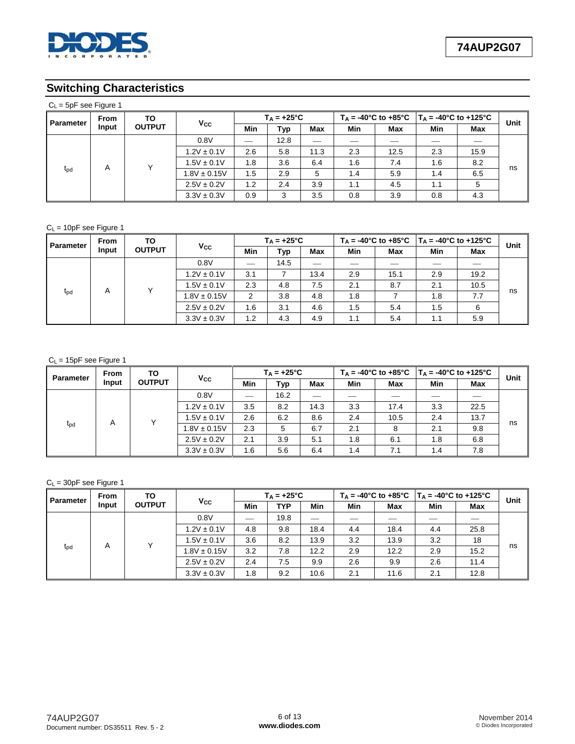## Switching Characteristics

$C_L$ = 5pF see Figure 1

| Parameter | From Input | TO OUTPUT | $V_{CC}$ | $T_A$ = +25°C | | | $T_A$ = -40°C to +85°C | | $T_A$ = -40°C to +125°C | | Unit |
|---|---|---|---|---|---|---|---|---|---|---|---|
| | | | | Min | Typ | Max | Min | Max | Min | Max | |
| $t_{pd}$ | A | Y | 0.8V | — | 12.8 | — | — | — | — | — | ns |
| | | | 1.2V ± 0.1V | 2.6 | 5.8 | 11.3 | 2.3 | 12.5 | 2.3 | 15.9 | |
| | | | 1.5V ± 0.1V | 1.8 | 3.6 | 6.4 | 1.6 | 7.4 | 1.6 | 8.2 | |
| | | | 1.8V ± 0.15V | 1.5 | 2.9 | 5 | 1.4 | 5.9 | 1.4 | 6.5 | |
| | | | 2.5V ± 0.2V | 1.2 | 2.4 | 3.9 | 1.1 | 4.5 | 1.1 | 5 | |
| | | | 3.3V ± 0.3V | 0.9 | 3 | 3.5 | 0.8 | 3.9 | 0.8 | 4.3 | |

$C_L$ = 10pF see Figure 1

| Parameter | From Input | TO OUTPUT | $V_{CC}$ | $T_A$ = +25°C | | | $T_A$ = -40°C to +85°C | | $T_A$ = -40°C to +125°C | | Unit |
|---|---|---|---|---|---|---|---|---|---|---|---|
| | | | | Min | Typ | Max | Min | Max | Min | Max | |
| $t_{pd}$ | A | Y | 0.8V | — | 14.5 | — | — | — | — | — | ns |
| | | | 1.2V ± 0.1V | 3.1 | 7 | 13.4 | 2.9 | 15.1 | 2.9 | 19.2 | |
| | | | 1.5V ± 0.1V | 2.3 | 4.8 | 7.5 | 2.1 | 8.7 | 2.1 | 10.5 | |
| | | | 1.8V ± 0.15V | 2 | 3.8 | 4.8 | 1.8 | 7 | 1.8 | 7.7 | |
| | | | 2.5V ± 0.2V | 1.6 | 3.1 | 4.6 | 1.5 | 5.4 | 1.5 | 6 | |
| | | | 3.3V ± 0.3V | 1.2 | 4.3 | 4.9 | 1.1 | 5.4 | 1.1 | 5.9 | |

$C_L$ = 15pF see Figure 1

| Parameter | From Input | TO OUTPUT | $V_{CC}$ | $T_A$ = +25°C | | | $T_A$ = -40°C to +85°C | | $T_A$ = -40°C to +125°C | | Unit |
|---|---|---|---|---|---|---|---|---|---|---|---|
| | | | | Min | Typ | Max | Min | Max | Min | Max | |
| $t_{pd}$ | A | Y | 0.8V | — | 16.2 | — | — | — | — | — | ns |
| | | | 1.2V ± 0.1V | 3.5 | 8.2 | 14.3 | 3.3 | 17.4 | 3.3 | 22.5 | |
| | | | 1.5V ± 0.1V | 2.6 | 6.2 | 8.6 | 2.4 | 10.5 | 2.4 | 13.7 | |
| | | | 1.8V ± 0.15V | 2.3 | 5 | 6.7 | 2.1 | 8 | 2.1 | 9.8 | |
| | | | 2.5V ± 0.2V | 2.1 | 3.9 | 5.1 | 1.8 | 6.1 | 1.8 | 6.8 | |
| | | | 3.3V ± 0.3V | 1.6 | 5.6 | 6.4 | 1.4 | 7.1 | 1.4 | 7.8 | |

$C_L$ = 30pF see Figure 1

| Parameter | From Input | TO OUTPUT | $V_{CC}$ | $T_A$ = +25°C | | | $T_A$ = -40°C to +85°C | | $T_A$ = -40°C to +125°C | | Unit |
|---|---|---|---|---|---|---|---|---|---|---|---|
| | | | | Min | TYP | Min | Min | Max | Min | Max | |
| $t_{pd}$ | A | Y | 0.8V | — | 19.8 | — | — | — | — | — | ns |
| | | | 1.2V ± 0.1V | 4.8 | 9.8 | 18.4 | 4.4 | 18.4 | 4.4 | 25.8 | |
| | | | 1.5V ± 0.1V | 3.6 | 8.2 | 13.9 | 3.2 | 13.9 | 3.2 | 18 | |
| | | | 1.8V ± 0.15V | 3.2 | 7.8 | 12.2 | 2.9 | 12.2 | 2.9 | 15.2 | |
| | | | 2.5V ± 0.2V | 2.4 | 7.5 | 9.9 | 2.6 | 9.9 | 2.6 | 11.4 | |
| | | | 3.3V ± 0.3V | 1.8 | 9.2 | 10.6 | 2.1 | 11.6 | 2.1 | 12.8 | |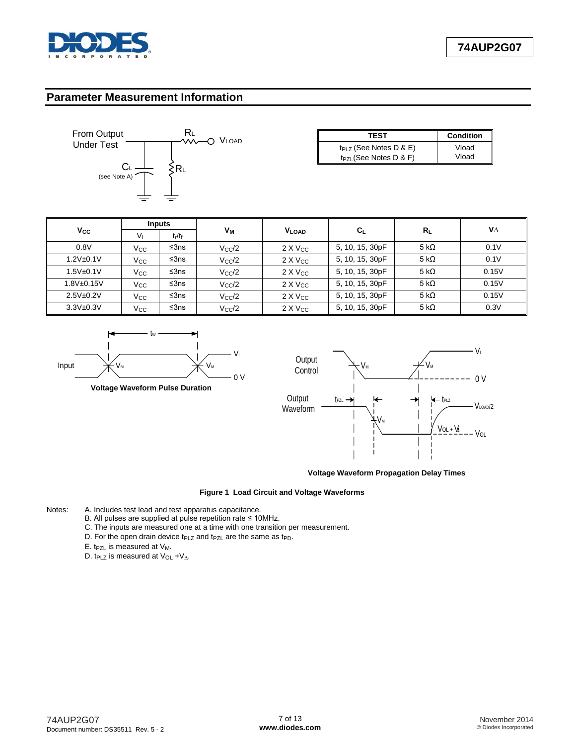## Parameter Measurement Information

| TEST | Condition |
|---|---|
| $t_{PLZ}$ (See Notes D & E) | Vload |
| $t_{PZL}$(See Notes D & F) | Vload |

| $V_{CC}$ | Inputs | | $V_M$ | $V_{LOAD}$ | $C_L$ | $R_L$ | $V_\Delta$ |
|---|---|---|---|---|---|---|---|
| | $V_I$ | $t_r/t_f$ | | | | | |
| 0.8V | $V_{CC}$ | ≤3ns | $V_{CC}/2$ | 2 X $V_{CC}$ | 5, 10, 15, 30pF | 5 kΩ | 0.1V |
| 1.2V±0.1V | $V_{CC}$ | ≤3ns | $V_{CC}/2$ | 2 X $V_{CC}$ | 5, 10, 15, 30pF | 5 kΩ | 0.1V |
| 1.5V±0.1V | $V_{CC}$ | ≤3ns | $V_{CC}/2$ | 2 X $V_{CC}$ | 5, 10, 15, 30pF | 5 kΩ | 0.15V |
| 1.8V±0.15V | $V_{CC}$ | ≤3ns | $V_{CC}/2$ | 2 X $V_{CC}$ | 5, 10, 15, 30pF | 5 kΩ | 0.15V |
| 2.5V±0.2V | $V_{CC}$ | ≤3ns | $V_{CC}/2$ | 2 X $V_{CC}$ | 5, 10, 15, 30pF | 5 kΩ | 0.15V |
| 3.3V±0.3V | $V_{CC}$ | ≤3ns | $V_{CC}/2$ | 2 X $V_{CC}$ | 5, 10, 15, 30pF | 5 kΩ | 0.3V |

**Voltage Waveform Pulse Duration**

**Voltage Waveform Propagation Delay Times**

**Figure 1 Load Circuit and Voltage Waveforms**

Notes:
A. Includes test lead and test apparatus capacitance.
B. All pulses are supplied at pulse repetition rate ≤ 10MHz.
C. The inputs are measured one at a time with one transition per measurement.
D. For the open drain device $t_{PLZ}$ and $t_{PZL}$ are the same as $t_{PD}$.
E. $t_{PZL}$ is measured at $V_M$.
D. $t_{PLZ}$ is measured at $V_{OL}$ +$V_\Delta$.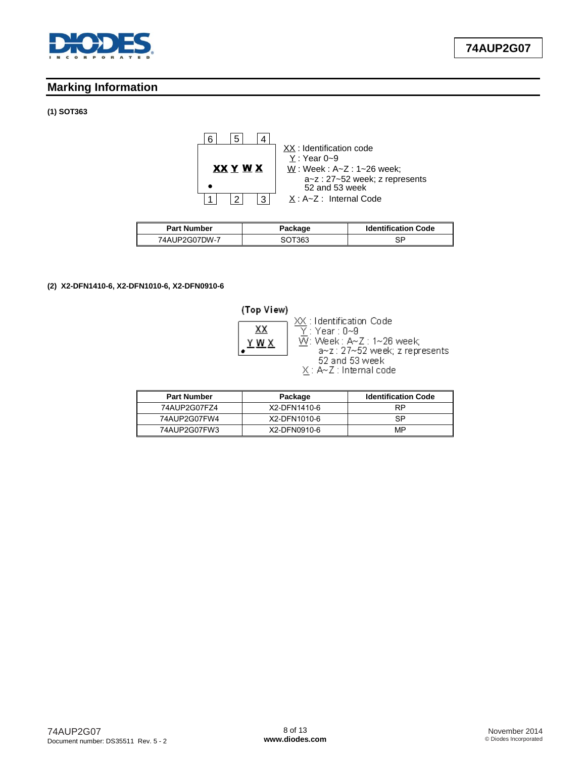## Marking Information

**(1) SOT363**

6 5 4

**XX Y W X**

1 2 3

XX : Identification code
Y : Year 0~9
W : Week : A~Z : 1~26 week;
a~z : 27~52 week; z represents 52 and 53 week
X : A~Z : Internal Code

| Part Number | Package | Identification Code |
|---|---|---|
| 74AUP2G07DW-7 | SOT363 | SP |

**(2) X2-DFN1410-6, X2-DFN1010-6, X2-DFN0910-6**

(Top View)

XX
Y W X

XX : Identification Code
Y : Year : 0~9
W : Week : A~Z : 1~26 week;
a~z : 27~52 week; z represents 52 and 53 week
X : A~Z : Internal code

| Part Number | Package | Identification Code |
|---|---|---|
| 74AUP2G07FZ4 | X2-DFN1410-6 | RP |
| 74AUP2G07FW4 | X2-DFN1010-6 | SP |
| 74AUP2G07FW3 | X2-DFN0910-6 | MP |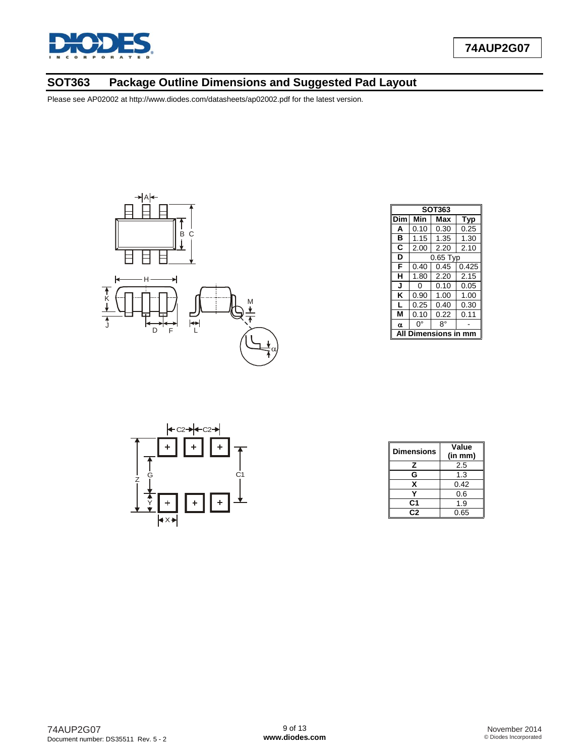## SOT363 Package Outline Dimensions and Suggested Pad Layout

Please see AP02002 at http://www.diodes.com/datasheets/ap02002.pdf for the latest version.

| SOT363 | | | |
|---|---|---|---|
| Dim | Min | Max | Typ |
| A | 0.10 | 0.30 | 0.25 |
| B | 1.15 | 1.35 | 1.30 |
| C | 2.00 | 2.20 | 2.10 |
| D | 0.65 Typ | | |
| F | 0.40 | 0.45 | 0.425 |
| H | 1.80 | 2.20 | 2.15 |
| J | 0 | 0.10 | 0.05 |
| K | 0.90 | 1.00 | 1.00 |
| L | 0.25 | 0.40 | 0.30 |
| M | 0.10 | 0.22 | 0.11 |
| α | 0° | 8° | - |
| All Dimensions in mm | | | |

| Dimensions | Value (in mm) |
|---|---|
| Z | 2.5 |
| G | 1.3 |
| X | 0.42 |
| Y | 0.6 |
| C1 | 1.9 |
| C2 | 0.65 |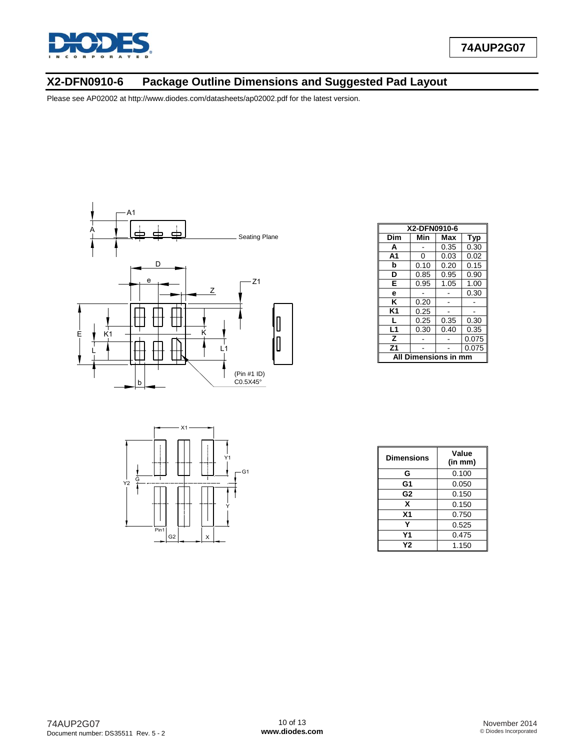## X2-DFN0910-6 Package Outline Dimensions and Suggested Pad Layout

Please see AP02002 at http://www.diodes.com/datasheets/ap02002.pdf for the latest version.

| X2-DFN0910-6 | | | |
|---|---|---|---|
| Dim | Min | Max | Typ |
| A | - | 0.35 | 0.30 |
| A1 | 0 | 0.03 | 0.02 |
| b | 0.10 | 0.20 | 0.15 |
| D | 0.85 | 0.95 | 0.90 |
| E | 0.95 | 1.05 | 1.00 |
| e | - | - | 0.30 |
| K | 0.20 | - | - |
| K1 | 0.25 | - | - |
| L | 0.25 | 0.35 | 0.30 |
| L1 | 0.30 | 0.40 | 0.35 |
| Z | - | - | 0.075 |
| Z1 | - | - | 0.075 |
| All Dimensions in mm | | | |

| Dimensions | Value (in mm) |
|---|---|
| G | 0.100 |
| G1 | 0.050 |
| G2 | 0.150 |
| X | 0.150 |
| X1 | 0.750 |
| Y | 0.525 |
| Y1 | 0.475 |
| Y2 | 1.150 |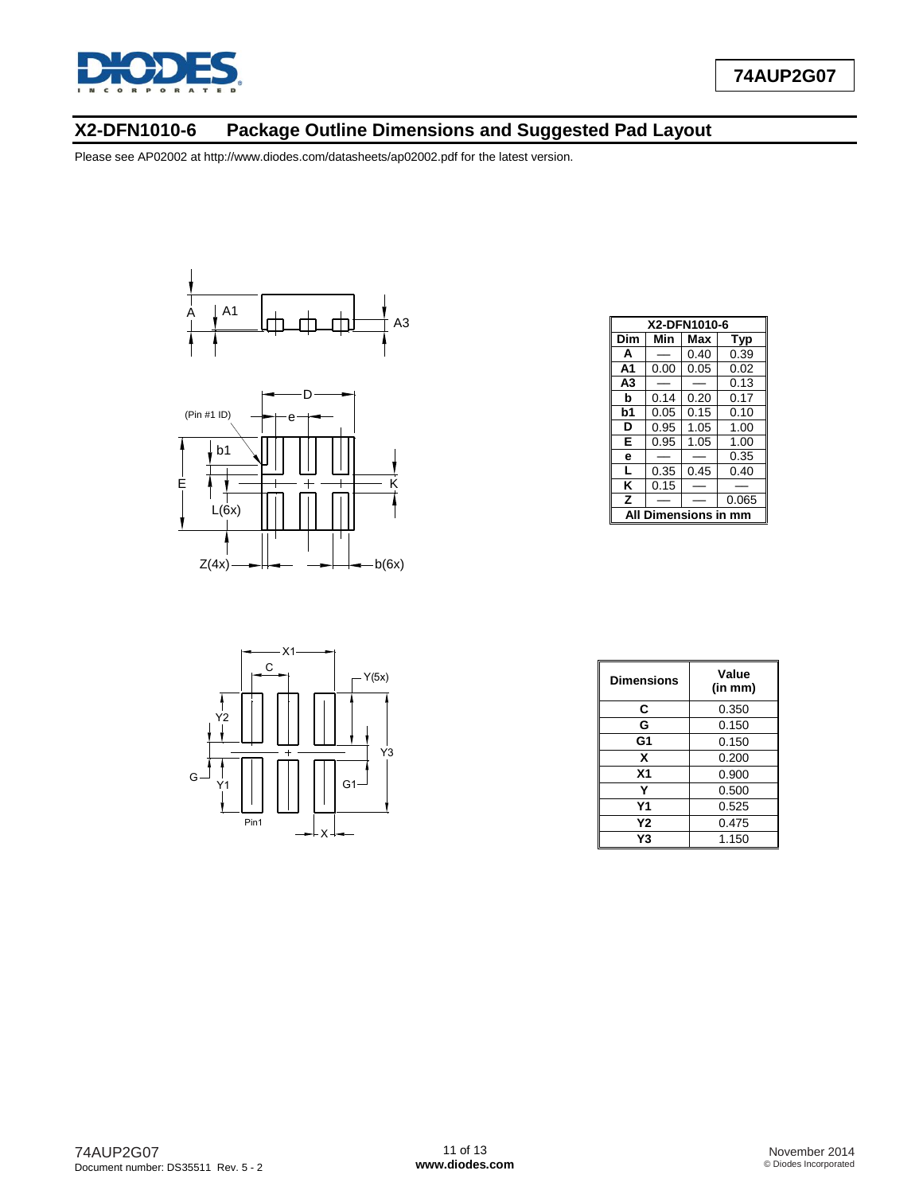## X2-DFN1010-6 Package Outline Dimensions and Suggested Pad Layout

Please see AP02002 at http://www.diodes.com/datasheets/ap02002.pdf for the latest version.

| X2-DFN1010-6 | | | |
|---|---|---|---|
| **Dim** | **Min** | **Max** | **Typ** |
| **A** | — | 0.40 | 0.39 |
| **A1** | 0.00 | 0.05 | 0.02 |
| **A3** | — | — | 0.13 |
| **b** | 0.14 | 0.20 | 0.17 |
| **b1** | 0.05 | 0.15 | 0.10 |
| **D** | 0.95 | 1.05 | 1.00 |
| **E** | 0.95 | 1.05 | 1.00 |
| **e** | — | — | 0.35 |
| **L** | 0.35 | 0.45 | 0.40 |
| **K** | 0.15 | — | — |
| **Z** | — | — | 0.065 |
| **All Dimensions in mm** | | | |

| Dimensions | Value (in mm) |
|---|---|
| **C** | 0.350 |
| **G** | 0.150 |
| **G1** | 0.150 |
| **X** | 0.200 |
| **X1** | 0.900 |
| **Y** | 0.500 |
| **Y1** | 0.525 |
| **Y2** | 0.475 |
| **Y3** | 1.150 |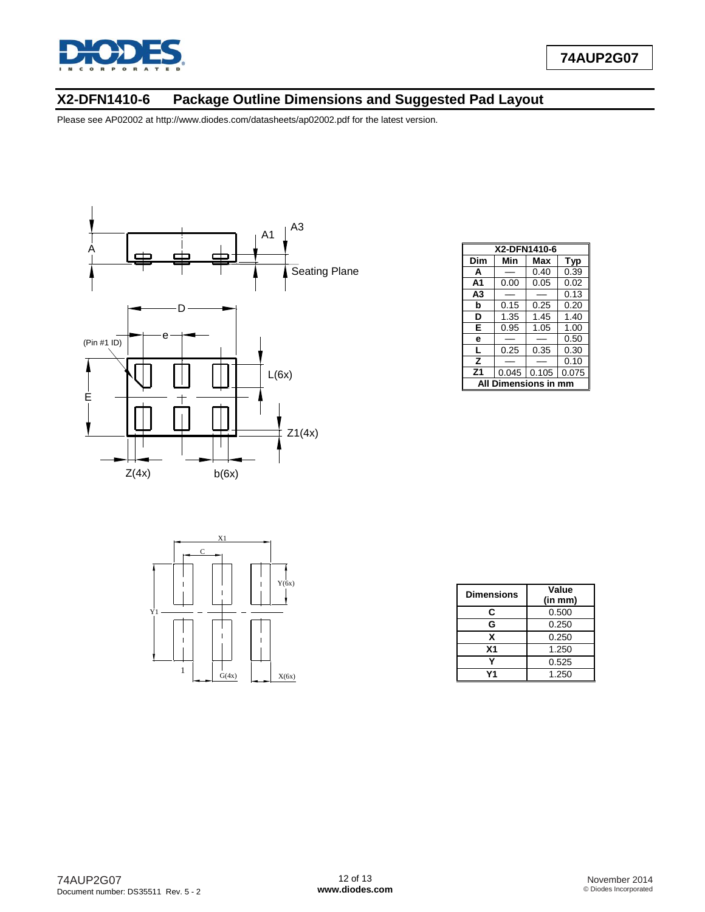## X2-DFN1410-6 Package Outline Dimensions and Suggested Pad Layout

Please see AP02002 at http://www.diodes.com/datasheets/ap02002.pdf for the latest version.

| X2-DFN1410-6 | | | |
|---|---|---|---|
| **Dim** | **Min** | **Max** | **Typ** |
| **A** | — | 0.40 | 0.39 |
| **A1** | 0.00 | 0.05 | 0.02 |
| **A3** | — | — | 0.13 |
| **b** | 0.15 | 0.25 | 0.20 |
| **D** | 1.35 | 1.45 | 1.40 |
| **E** | 0.95 | 1.05 | 1.00 |
| **e** | — | — | 0.50 |
| **L** | 0.25 | 0.35 | 0.30 |
| **Z** | — | — | 0.10 |
| **Z1** | 0.045 | 0.105 | 0.075 |
| **All Dimensions in mm** | | | |

| Dimensions | Value (in mm) |
|---|---|
| **C** | 0.500 |
| **G** | 0.250 |
| **X** | 0.250 |
| **X1** | 1.250 |
| **Y** | 0.525 |
| **Y1** | 1.250 |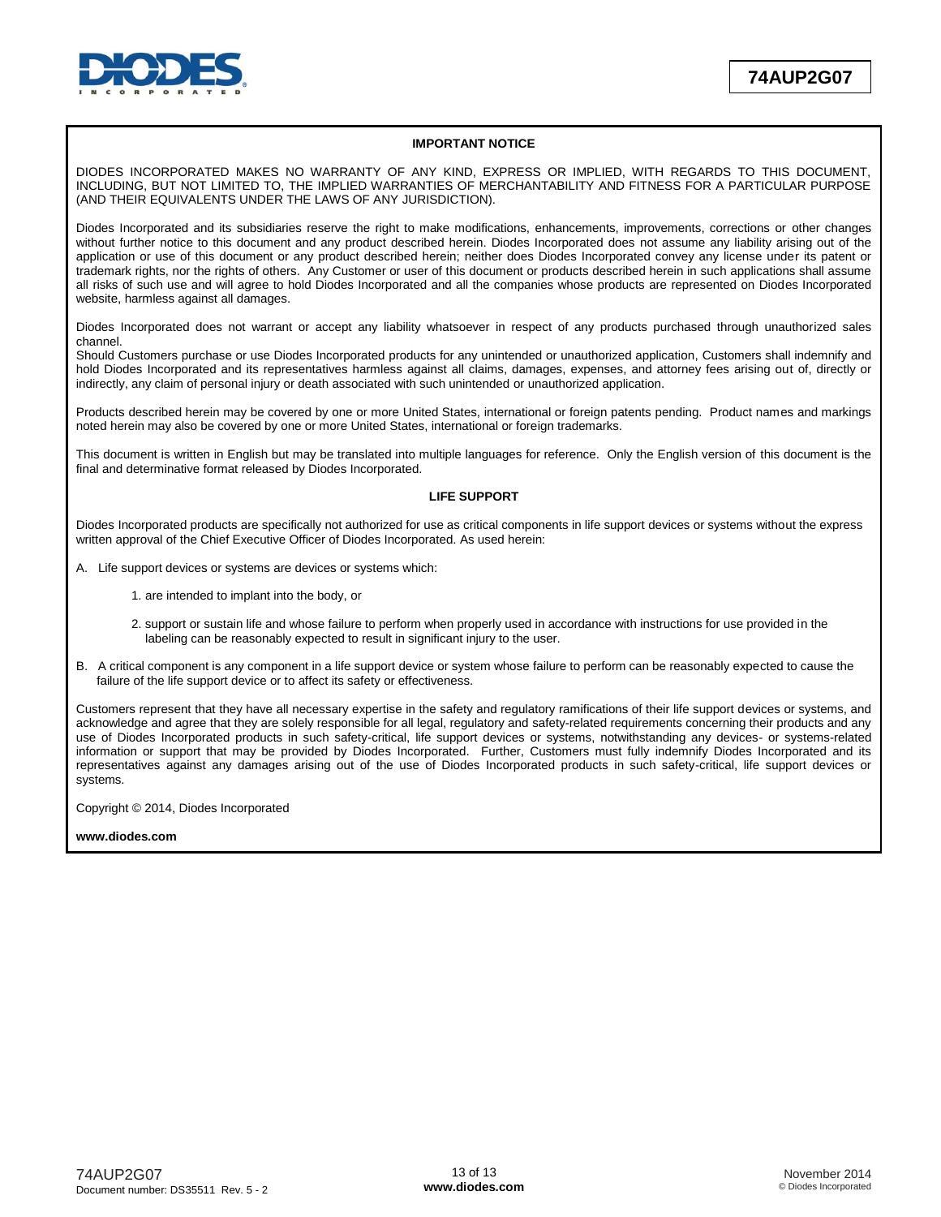## IMPORTANT NOTICE

DIODES INCORPORATED MAKES NO WARRANTY OF ANY KIND, EXPRESS OR IMPLIED, WITH REGARDS TO THIS DOCUMENT, INCLUDING, BUT NOT LIMITED TO, THE IMPLIED WARRANTIES OF MERCHANTABILITY AND FITNESS FOR A PARTICULAR PURPOSE (AND THEIR EQUIVALENTS UNDER THE LAWS OF ANY JURISDICTION).

Diodes Incorporated and its subsidiaries reserve the right to make modifications, enhancements, improvements, corrections or other changes without further notice to this document and any product described herein. Diodes Incorporated does not assume any liability arising out of the application or use of this document or any product described herein; neither does Diodes Incorporated convey any license under its patent or trademark rights, nor the rights of others. Any Customer or user of this document or products described herein in such applications shall assume all risks of such use and will agree to hold Diodes Incorporated and all the companies whose products are represented on Diodes Incorporated website, harmless against all damages.

Diodes Incorporated does not warrant or accept any liability whatsoever in respect of any products purchased through unauthorized sales channel.
Should Customers purchase or use Diodes Incorporated products for any unintended or unauthorized application, Customers shall indemnify and hold Diodes Incorporated and its representatives harmless against all claims, damages, expenses, and attorney fees arising out of, directly or indirectly, any claim of personal injury or death associated with such unintended or unauthorized application.

Products described herein may be covered by one or more United States, international or foreign patents pending. Product names and markings noted herein may also be covered by one or more United States, international or foreign trademarks.

This document is written in English but may be translated into multiple languages for reference. Only the English version of this document is the final and determinative format released by Diodes Incorporated.

## LIFE SUPPORT

Diodes Incorporated products are specifically not authorized for use as critical components in life support devices or systems without the express written approval of the Chief Executive Officer of Diodes Incorporated. As used herein:

A. Life support devices or systems are devices or systems which:

1. are intended to implant into the body, or
2. support or sustain life and whose failure to perform when properly used in accordance with instructions for use provided in the labeling can be reasonably expected to result in significant injury to the user.

B. A critical component is any component in a life support device or system whose failure to perform can be reasonably expected to cause the failure of the life support device or to affect its safety or effectiveness.

Customers represent that they have all necessary expertise in the safety and regulatory ramifications of their life support devices or systems, and acknowledge and agree that they are solely responsible for all legal, regulatory and safety-related requirements concerning their products and any use of Diodes Incorporated products in such safety-critical, life support devices or systems, notwithstanding any devices- or systems-related information or support that may be provided by Diodes Incorporated. Further, Customers must fully indemnify Diodes Incorporated and its representatives against any damages arising out of the use of Diodes Incorporated products in such safety-critical, life support devices or systems.

Copyright © 2014, Diodes Incorporated

**www.diodes.com**